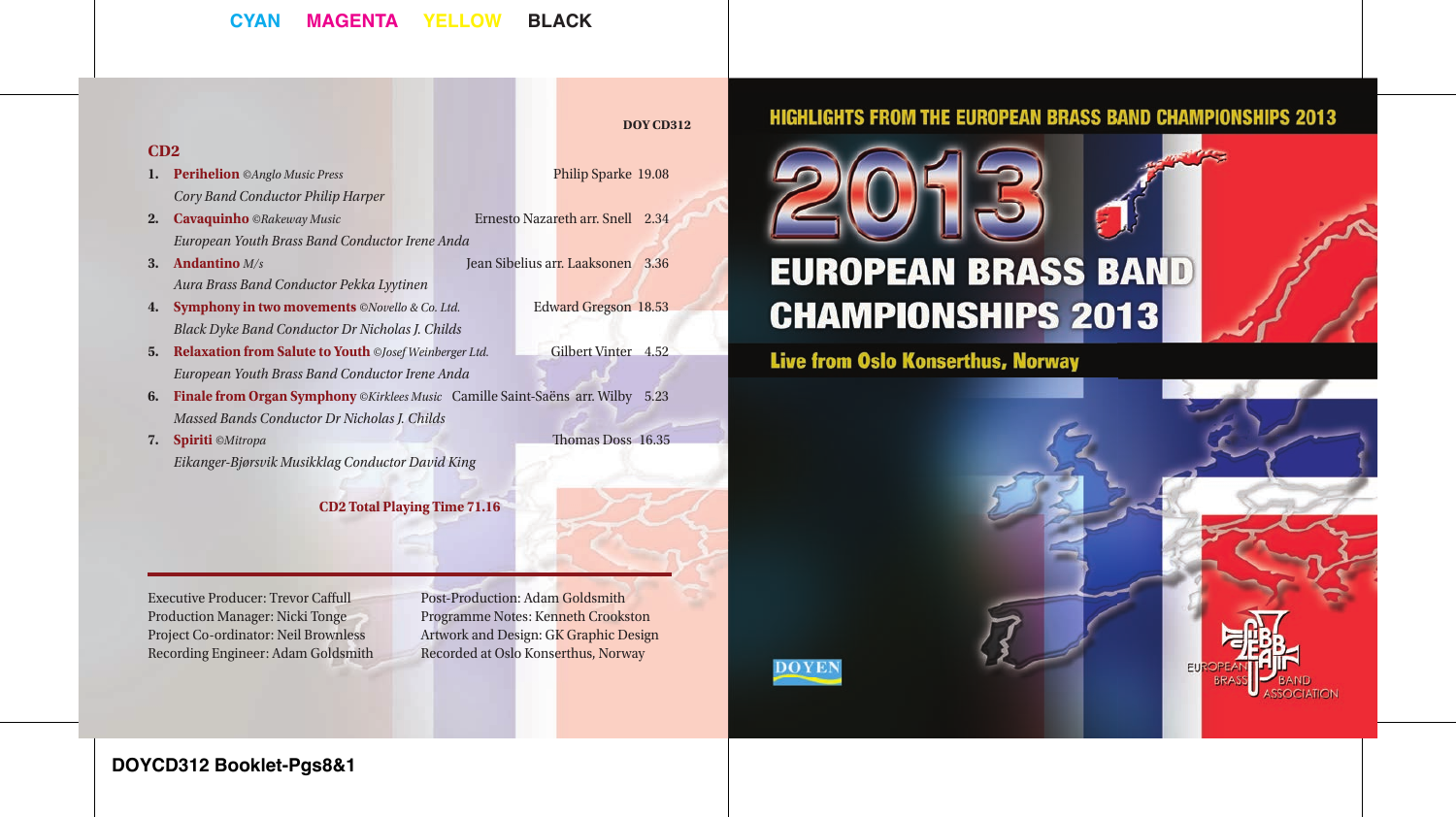DOY CD312

## CD2

1. **Perihelion** *©Anglo Music Press* — Philip Sparke 19.08
   *Cory Band Conductor Philip Harper*
2. **Cavaquinho** *©Rakeway Music* — Ernesto Nazareth arr. Snell 2.34
   *European Youth Brass Band Conductor Irene Anda*
3. **Andantino** *M/s* — Jean Sibelius arr. Laaksonen 3.36
   *Aura Brass Band Conductor Pekka Lyytinen*
4. **Symphony in two movements** *©Novello & Co. Ltd.* — Edward Gregson 18.53
   *Black Dyke Band Conductor Dr Nicholas J. Childs*
5. **Relaxation from Salute to Youth** *©Josef Weinberger Ltd.* — Gilbert Vinter 4.52
   *European Youth Brass Band Conductor Irene Anda*
6. **Finale from Organ Symphony** *©Kirklees Music* — Camille Saint-Saëns arr. Wilby 5.23
   *Massed Bands Conductor Dr Nicholas J. Childs*
7. **Spiriti** *©Mitropa* — Thomas Doss 16.35
   *Eikanger-Bjørsvik Musikklag Conductor David King*

**CD2 Total Playing Time 71.16**

---

Executive Producer: Trevor Caffull
Production Manager: Nicki Tonge
Project Co-ordinator: Neil Brownless
Recording Engineer: Adam Goldsmith
Post-Production: Adam Goldsmith
Programme Notes: Kenneth Crookston
Artwork and Design: GK Graphic Design
Recorded at Oslo Konserthus, Norway

HIGHLIGHTS FROM THE EUROPEAN BRASS BAND CHAMPIONSHIPS 2013

# 2013 EUROPEAN BRASS BAND CHAMPIONSHIPS 2013

**Live from Oslo Konserthus, Norway**

DOYEN

EUROPEAN BRASS BAND ASSOCIATION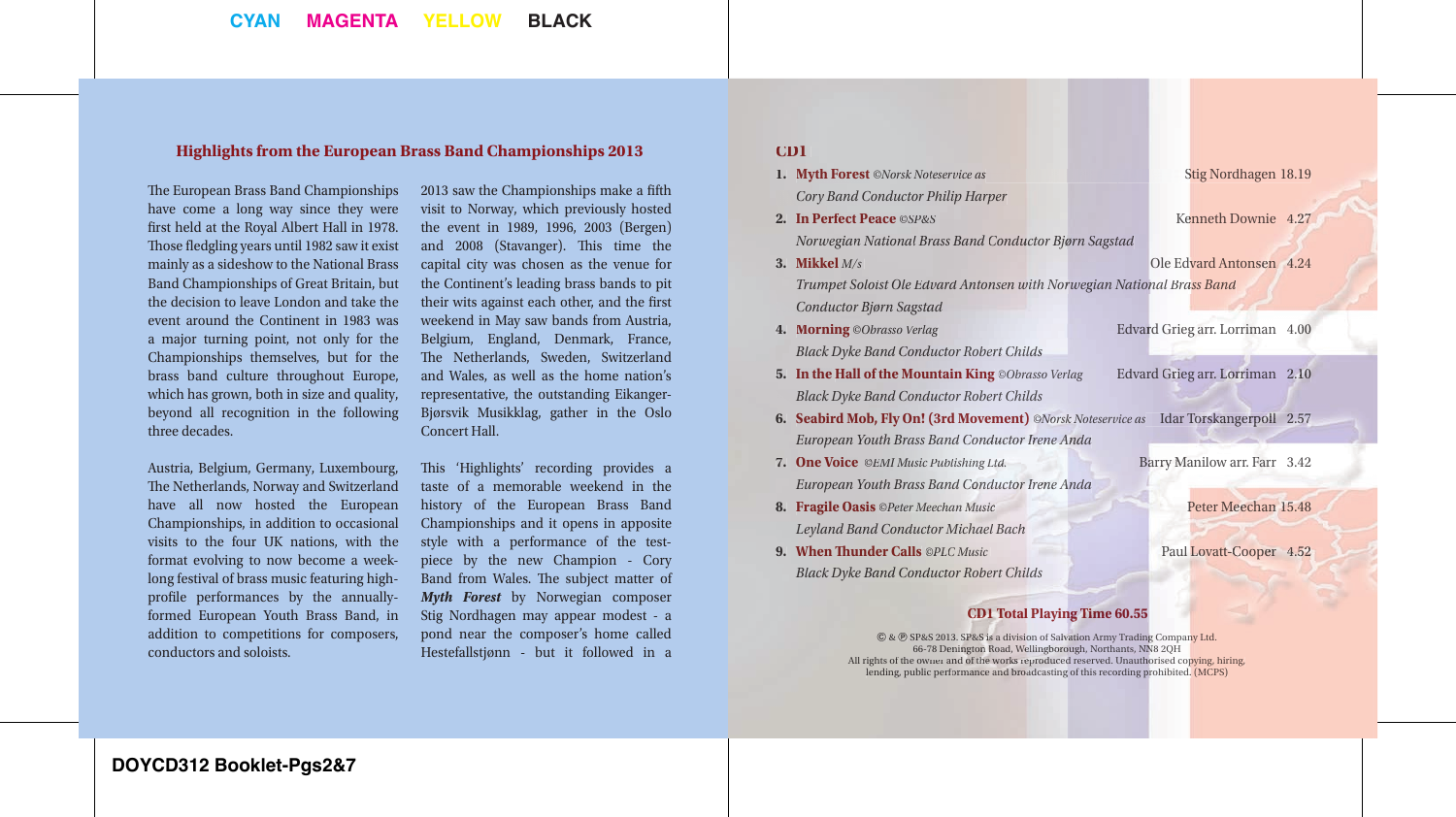## Highlights from the European Brass Band Championships 2013

The European Brass Band Championships have come a long way since they were first held at the Royal Albert Hall in 1978. Those fledgling years until 1982 saw it exist mainly as a sideshow to the National Brass Band Championships of Great Britain, but the decision to leave London and take the event around the Continent in 1983 was a major turning point, not only for the Championships themselves, but for the brass band culture throughout Europe, which has grown, both in size and quality, beyond all recognition in the following three decades.

Austria, Belgium, Germany, Luxembourg, The Netherlands, Norway and Switzerland have all now hosted the European Championships, in addition to occasional visits to the four UK nations, with the format evolving to now become a week-long festival of brass music featuring high-profile performances by the annually-formed European Youth Brass Band, in addition to competitions for composers, conductors and soloists.

2013 saw the Championships make a fifth visit to Norway, which previously hosted the event in 1989, 1996, 2003 (Bergen) and 2008 (Stavanger). This time the capital city was chosen as the venue for the Continent's leading brass bands to pit their wits against each other, and the first weekend in May saw bands from Austria, Belgium, England, Denmark, France, The Netherlands, Sweden, Switzerland and Wales, as well as the home nation's representative, the outstanding Eikanger-Bjørsvik Musikklag, gather in the Oslo Concert Hall.

This 'Highlights' recording provides a taste of a memorable weekend in the history of the European Brass Band Championships and it opens in appposite style with a performance of the test-piece by the new Champion - Cory Band from Wales. The subject matter of ***Myth Forest*** by Norwegian composer Stig Nordhagen may appear modest - a pond near the composer's home called Hestefallstjønn - but it followed in a

## CD1

1. **Myth Forest** *©Norsk Noteservice as* — Stig Nordhagen 18.19
   *Cory Band Conductor Philip Harper*
2. **In Perfect Peace** *©SP&S* — Kenneth Downie 4.27
   *Norwegian National Brass Band Conductor Bjørn Sagstad*
3. **Mikkel** *M/s* — Ole Edvard Antonsen 4.24
   *Trumpet Soloist Ole Edvard Antonsen with Norwegian National Brass Band Conductor Bjørn Sagstad*
4. **Morning** *©Obrasso Verlag* — Edvard Grieg arr. Lorriman 4.00
   *Black Dyke Band Conductor Robert Childs*
5. **In the Hall of the Mountain King** *©Obrasso Verlag* — Edvard Grieg arr. Lorriman 2.10
   *Black Dyke Band Conductor Robert Childs*
6. **Seabird Mob, Fly On! (3rd Movement)** *©Norsk Noteservice as* — Idar Torskangerpoll 2.57
   *European Youth Brass Band Conductor Irene Anda*
7. **One Voice** *©EMI Music Publishing Ltd.* — Barry Manilow arr. Farr 3.42
   *European Youth Brass Band Conductor Irene Anda*
8. **Fragile Oasis** *©Peter Meechan Music* — Peter Meechan 15.48
   *Leyland Band Conductor Michael Bach*
9. **When Thunder Calls** *©PLC Music* — Paul Lovatt-Cooper 4.52
   *Black Dyke Band Conductor Robert Childs*

**CD1 Total Playing Time 60.55**

© & ℗ SP&S 2013. SP&S is a division of Salvation Army Trading Company Ltd.
66-78 Denington Road, Wellingborough, Northants, NN8 2QH
All rights of the owner and of the works reproduced reserved. Unauthorised copying, hiring, lending, public performance and broadcasting of this recording prohibited. (MCPS)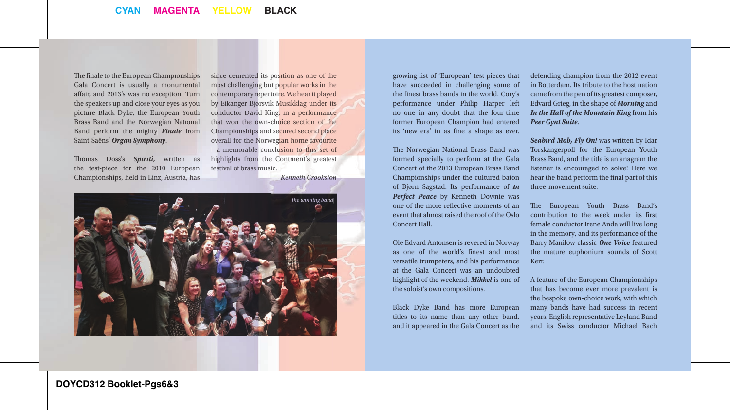The finale to the European Championships Gala Concert is usually a monumental affair, and 2013's was no exception. Turn the speakers up and close your eyes as you picture Black Dyke, the European Youth Brass Band and the Norwegian National Band perform the mighty ***Finale*** from Saint-Saëns' ***Organ Symphony***.

Thomas Doss's ***Spiriti,*** written as the test-piece for the 2010 European Championships, held in Linz, Austria, has since cemented its position as one of the most challenging but popular works in the contemporary repertoire. We hear it played by Eikanger-Bjørsvik Musikklag under its conductor David King, in a performance that won the own-choice section of the Championships and secured second place overall for the Norwegian home favourite - a memorable conclusion to this set of highlights from the Continent's greatest festival of brass music.

*Kenneth Crookston*

*The winning band*

growing list of 'European' test-pieces that have succeeded in challenging some of the finest brass bands in the world. Cory's performance under Philip Harper left no one in any doubt that the four-time former European Champion had entered its 'new era' in as fine a shape as ever.

The Norwegian National Brass Band was formed specially to perform at the Gala Concert of the 2013 European Brass Band Championships under the cultured baton of Bjørn Sagstad. Its performance of ***In Perfect Peace*** by Kenneth Downie was one of the more reflective moments of an event that almost raised the roof of the Oslo Concert Hall.

Ole Edvard Antonsen is revered in Norway as one of the world's finest and most versatile trumpeters, and his performance at the Gala Concert was an undoubted highlight of the weekend. ***Mikkel*** is one of the soloist's own compositions.

Black Dyke Band has more European titles to its name than any other band, and it appeared in the Gala Concert as the defending champion from the 2012 event in Rotterdam. Its tribute to the host nation came from the pen of its greatest composer, Edvard Grieg, in the shape of ***Morning*** and ***In the Hall of the Mountain King*** from his ***Peer Gynt Suite***.

***Seabird Mob, Fly On!*** was written by Idar Torskangerpoll for the European Youth Brass Band, and the title is an anagram the listener is encouraged to solve! Here we hear the band perform the final part of this three-movement suite.

The European Youth Brass Band's contribution to the week under its first female conductor Irene Anda will live long in the memory, and its performance of the Barry Manilow classic ***One Voice*** featured the mature euphonium sounds of Scott Kerr.

A feature of the European Championships that has become ever more prevalent is the bespoke own-choice work, with which many bands have had success in recent years. English representative Leyland Band and its Swiss conductor Michael Bach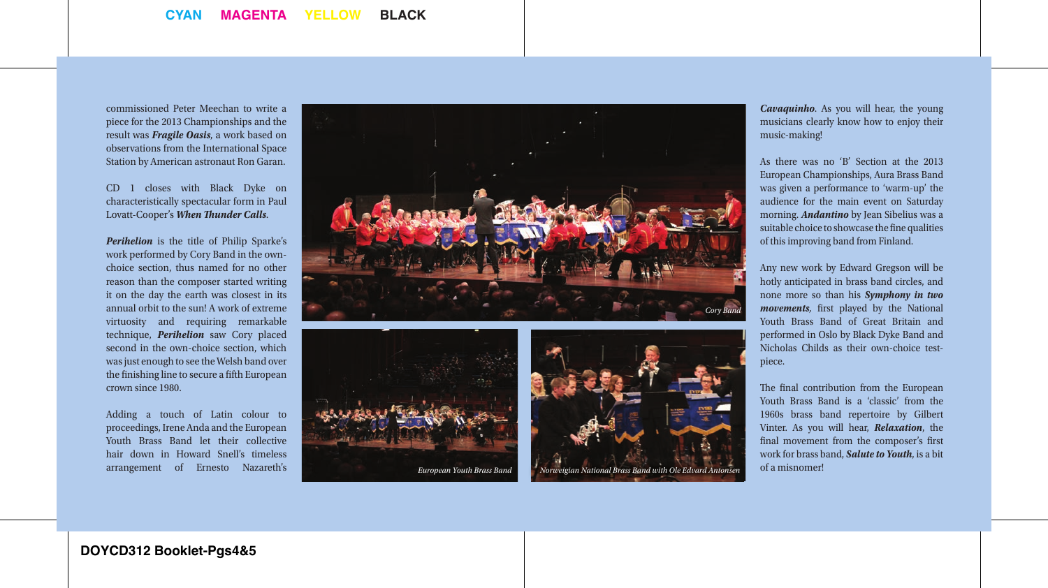commissioned Peter Meechan to write a piece for the 2013 Championships and the result was ***Fragile Oasis***, a work based on observations from the International Space Station by American astronaut Ron Garan.

CD 1 closes with Black Dyke on characteristically spectacular form in Paul Lovatt-Cooper's ***When Thunder Calls***.

***Perihelion*** is the title of Philip Sparke's work performed by Cory Band in the own-choice section, thus named for no other reason than the composer started writing it on the day the earth was closest in its annual orbit to the sun! A work of extreme virtuosity and requiring remarkable technique, ***Perihelion*** saw Cory placed second in the own-choice section, which was just enough to see the Welsh band over the finishing line to secure a fifth European crown since 1980.

Adding a touch of Latin colour to proceedings, Irene Anda and the European Youth Brass Band let their collective hair down in Howard Snell's timeless arrangement of Ernesto Nazareth's ***Cavaquinho***. As you will hear, the young musicians clearly know how to enjoy their music-making!

*Cory Band*

*European Youth Brass Band*

*Norweigian National Brass Band with Ole Edvard Antonsen*

As there was no 'B' Section at the 2013 European Championships, Aura Brass Band was given a performance to 'warm-up' the audience for the main event on Saturday morning. ***Andantino*** by Jean Sibelius was a suitable choice to showcase the fine qualities of this improving band from Finland.

Any new work by Edward Gregson will be hotly anticipated in brass band circles, and none more so than his ***Symphony in two movements***, first played by the National Youth Brass Band of Great Britain and performed in Oslo by Black Dyke Band and Nicholas Childs as their own-choice test-piece.

The final contribution from the European Youth Brass Band is a 'classic' from the 1960s brass band repertoire by Gilbert Vinter. As you will hear, ***Relaxation***, the final movement from the composer's first work for brass band, ***Salute to Youth***, is a bit of a misnomer!